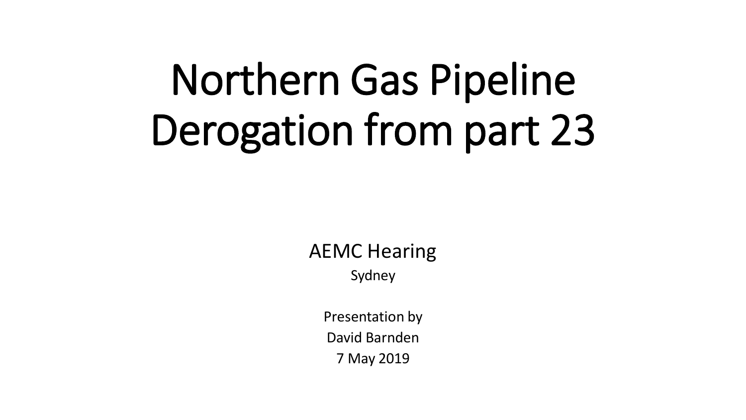# Northern Gas Pipeline Derogation from part 23

AEMC Hearing

Sydney

Presentation by

David Barnden

7 May 2019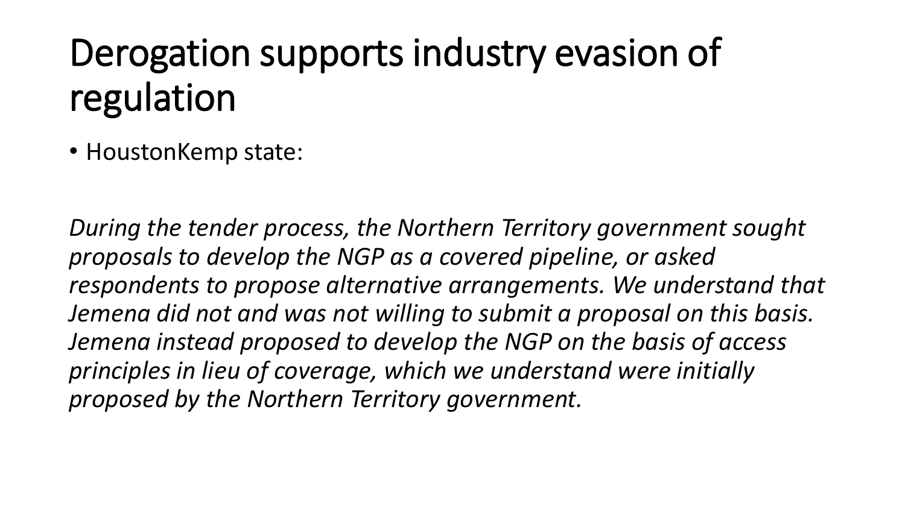# Derogation supports industry evasion of regulation

- HoustonKemp state:

*During the tender process, the Northern Territory government sought proposals to develop the NGP as a covered pipeline, or asked respondents to propose alternative arrangements. We understand that Jemena did not and was not willing to submit a proposal on this basis. Jemena instead proposed to develop the NGP on the basis of access principles in lieu of coverage, which we understand were initially proposed by the Northern Territory government.*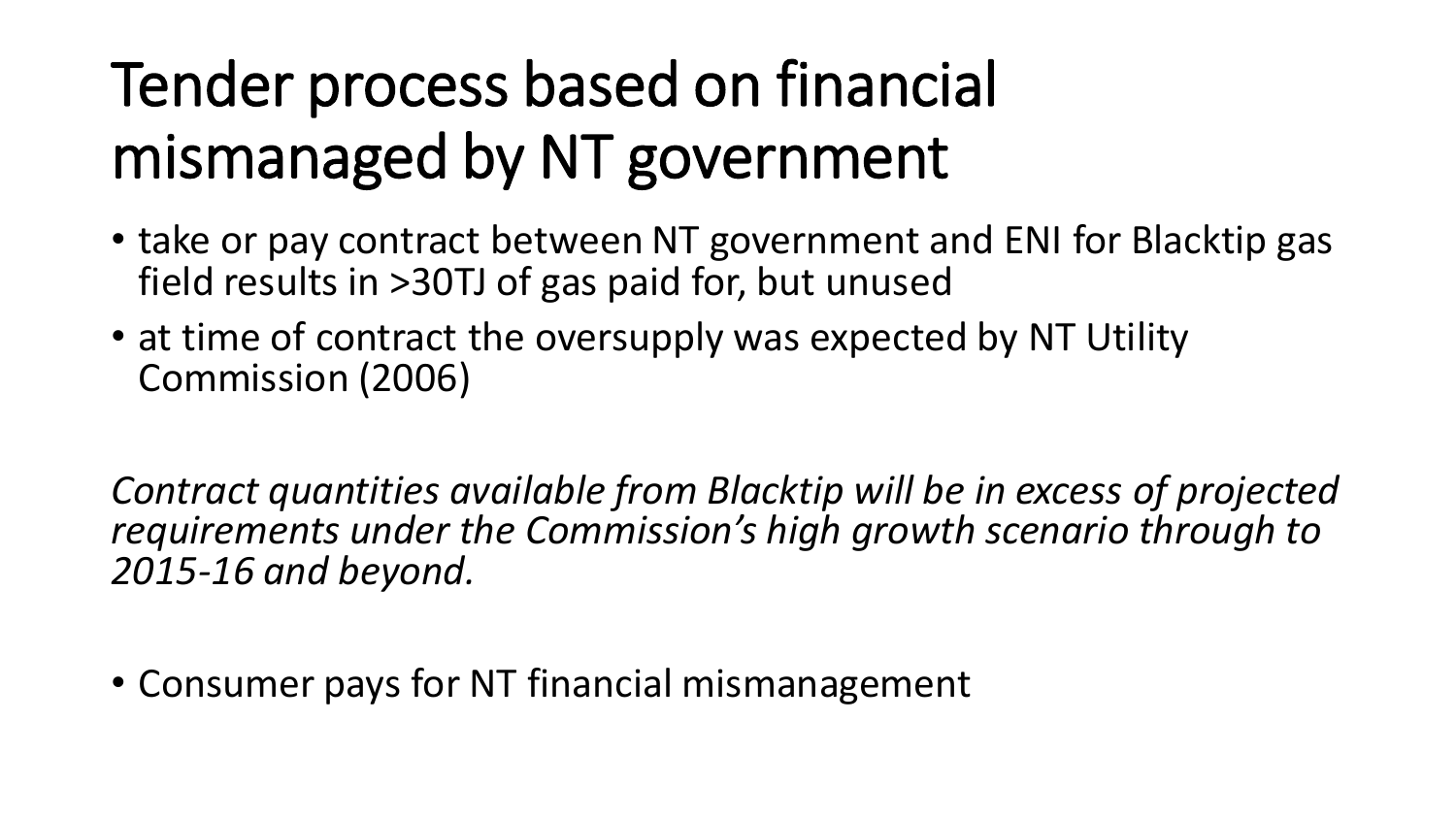# Tender process based on financial mismanaged by NT government

- take or pay contract between NT government and ENI for Blacktip gas field results in >30TJ of gas paid for, but unused
- at time of contract the oversupply was expected by NT Utility Commission (2006)

*Contract quantities available from Blacktip will be in excess of projected requirements under the Commission's high growth scenario through to 2015-16 and beyond.*

- Consumer pays for NT financial mismanagement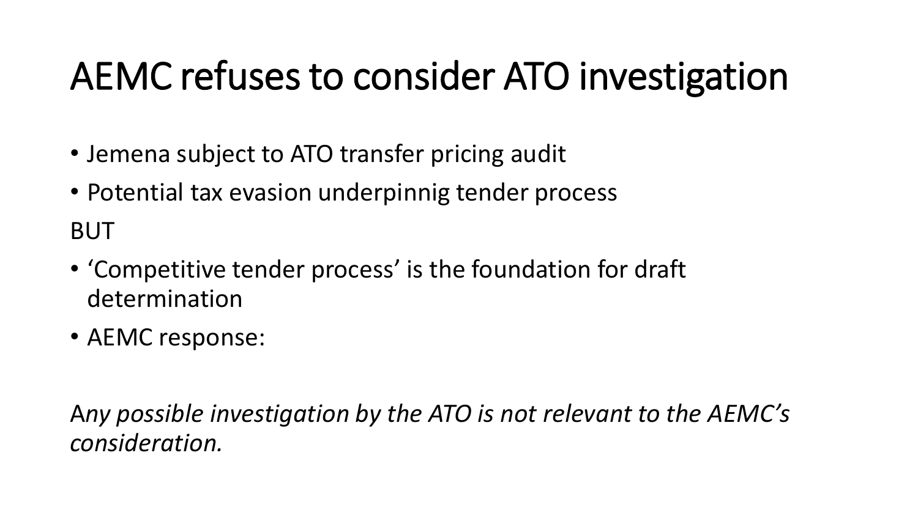# AEMC refuses to consider ATO investigation

- Jemena subject to ATO transfer pricing audit
- Potential tax evasion underpinnig tender process

BUT

- 'Competitive tender process' is the foundation for draft determination
- AEMC response:

A*ny possible investigation by the ATO is not relevant to the AEMC's consideration.*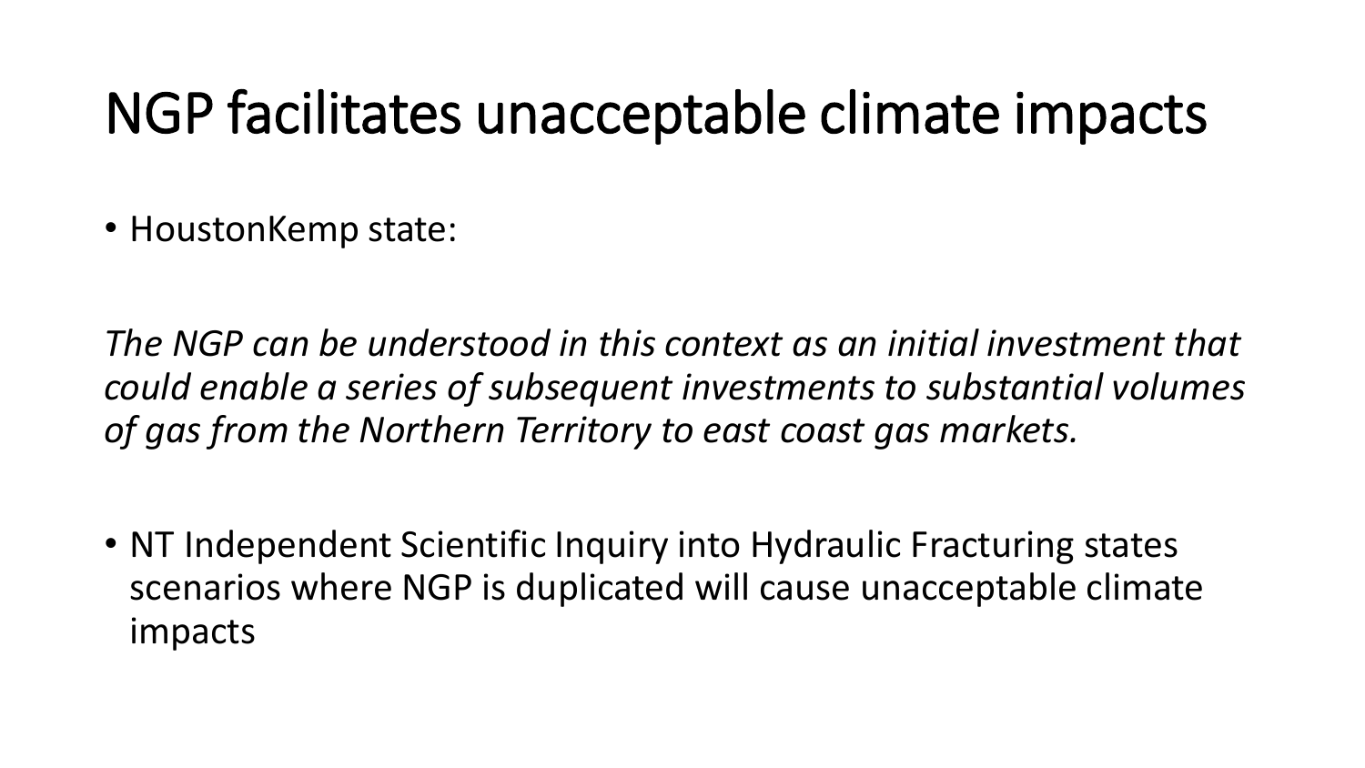# NGP facilitates unacceptable climate impacts

- HoustonKemp state:

*The NGP can be understood in this context as an initial investment that could enable a series of subsequent investments to substantial volumes of gas from the Northern Territory to east coast gas markets.*

- NT Independent Scientific Inquiry into Hydraulic Fracturing states scenarios where NGP is duplicated will cause unacceptable climate impacts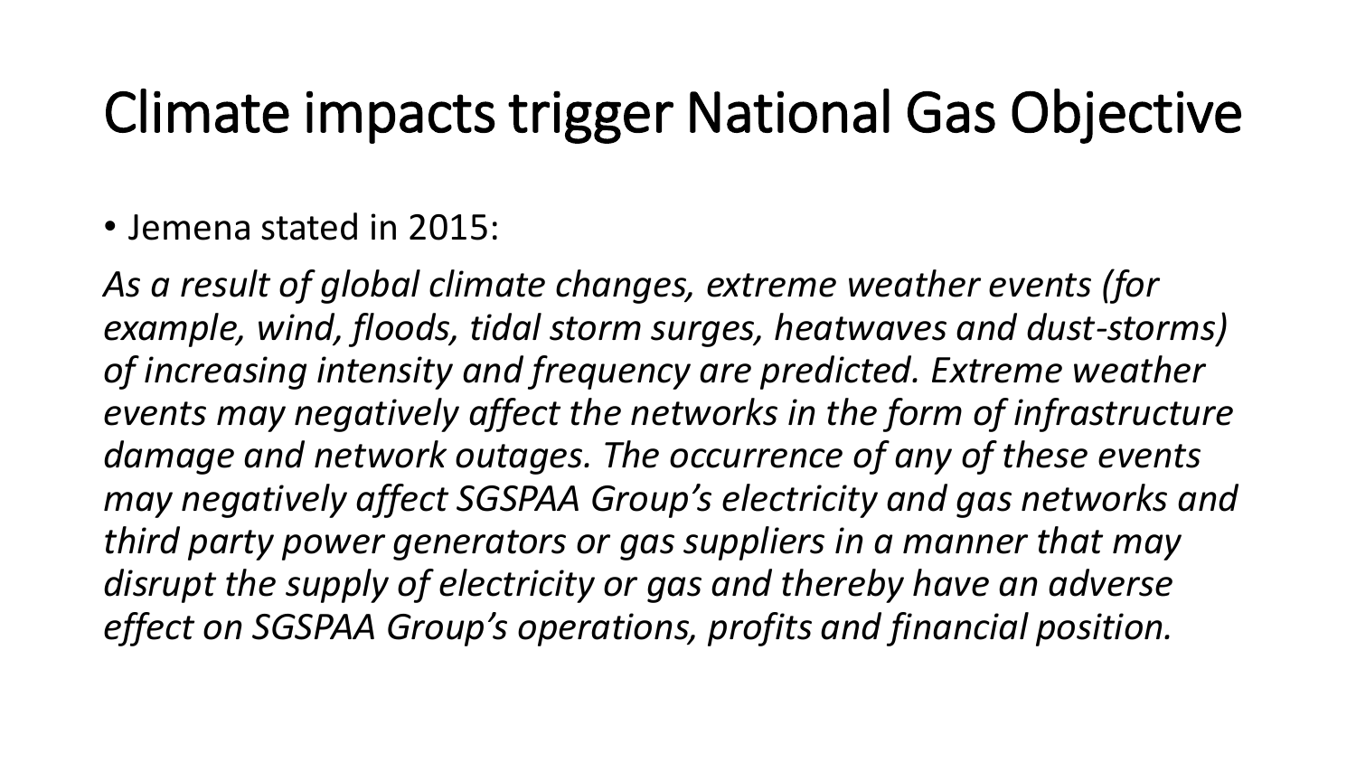# Climate impacts trigger National Gas Objective

- Jemena stated in 2015:

*As a result of global climate changes, extreme weather events (for example, wind, floods, tidal storm surges, heatwaves and dust-storms) of increasing intensity and frequency are predicted. Extreme weather events may negatively affect the networks in the form of infrastructure damage and network outages. The occurrence of any of these events may negatively affect SGSPAA Group's electricity and gas networks and third party power generators or gas suppliers in a manner that may disrupt the supply of electricity or gas and thereby have an adverse effect on SGSPAA Group's operations, profits and financial position.*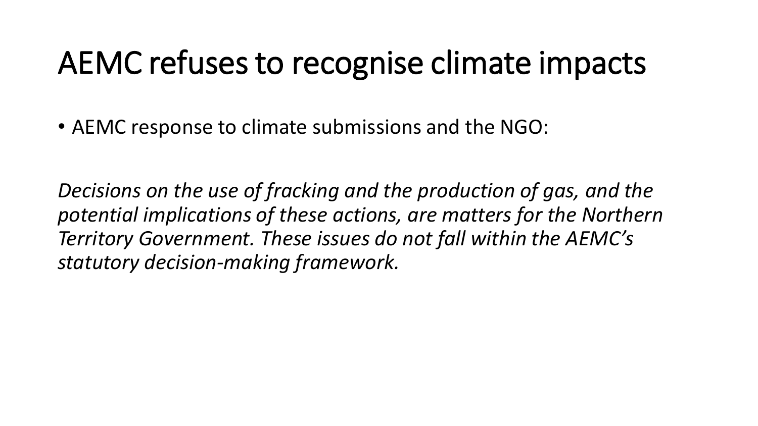# AEMC refuses to recognise climate impacts

- AEMC response to climate submissions and the NGO:

*Decisions on the use of fracking and the production of gas, and the potential implications of these actions, are matters for the Northern Territory Government. These issues do not fall within the AEMC's statutory decision-making framework.*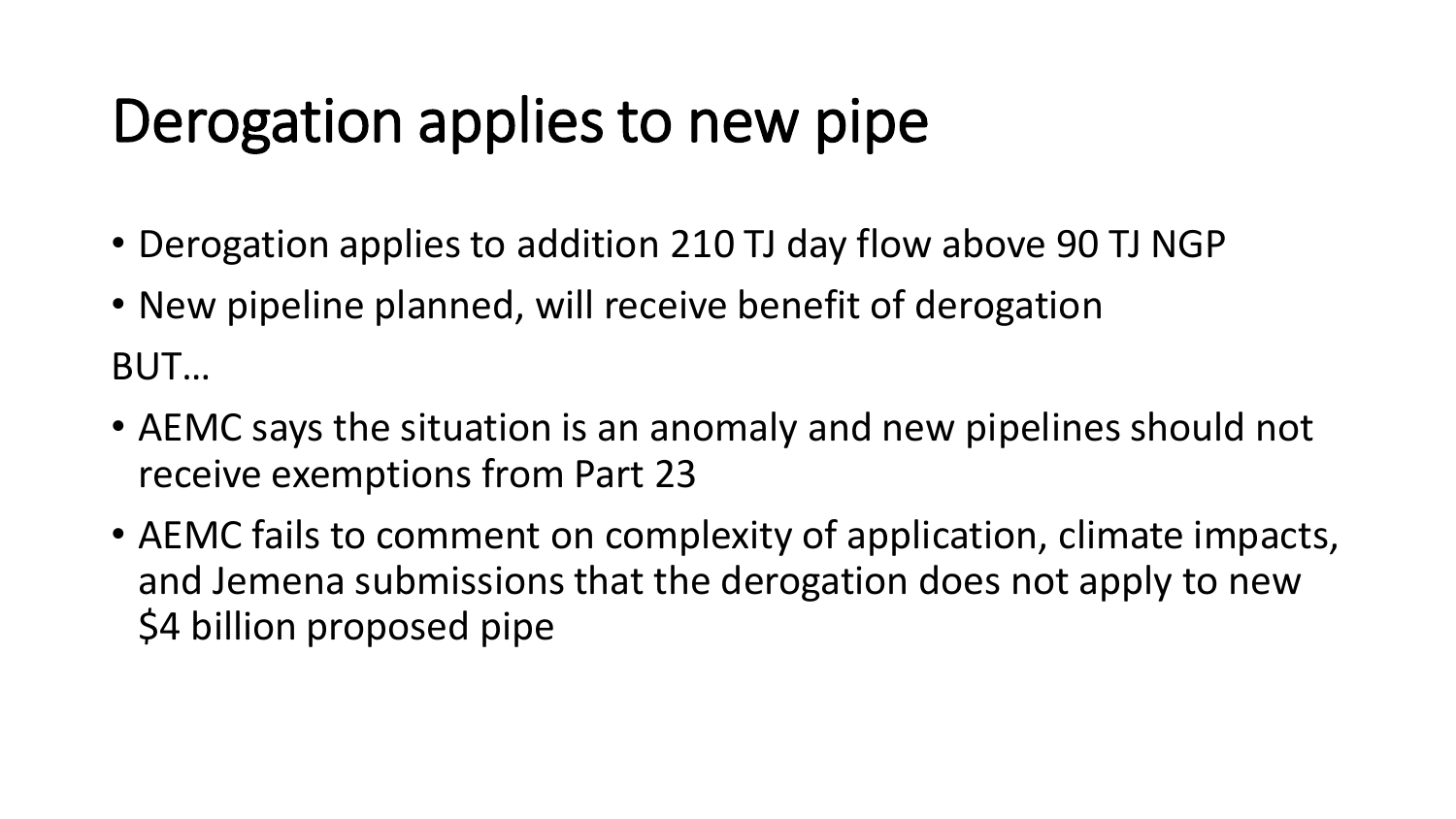# Derogation applies to new pipe

- Derogation applies to addition 210 TJ day flow above 90 TJ NGP
- New pipeline planned, will receive benefit of derogation

BUT…

- AEMC says the situation is an anomaly and new pipelines should not receive exemptions from Part 23
- AEMC fails to comment on complexity of application, climate impacts, and Jemena submissions that the derogation does not apply to new $4 billion proposed pipe